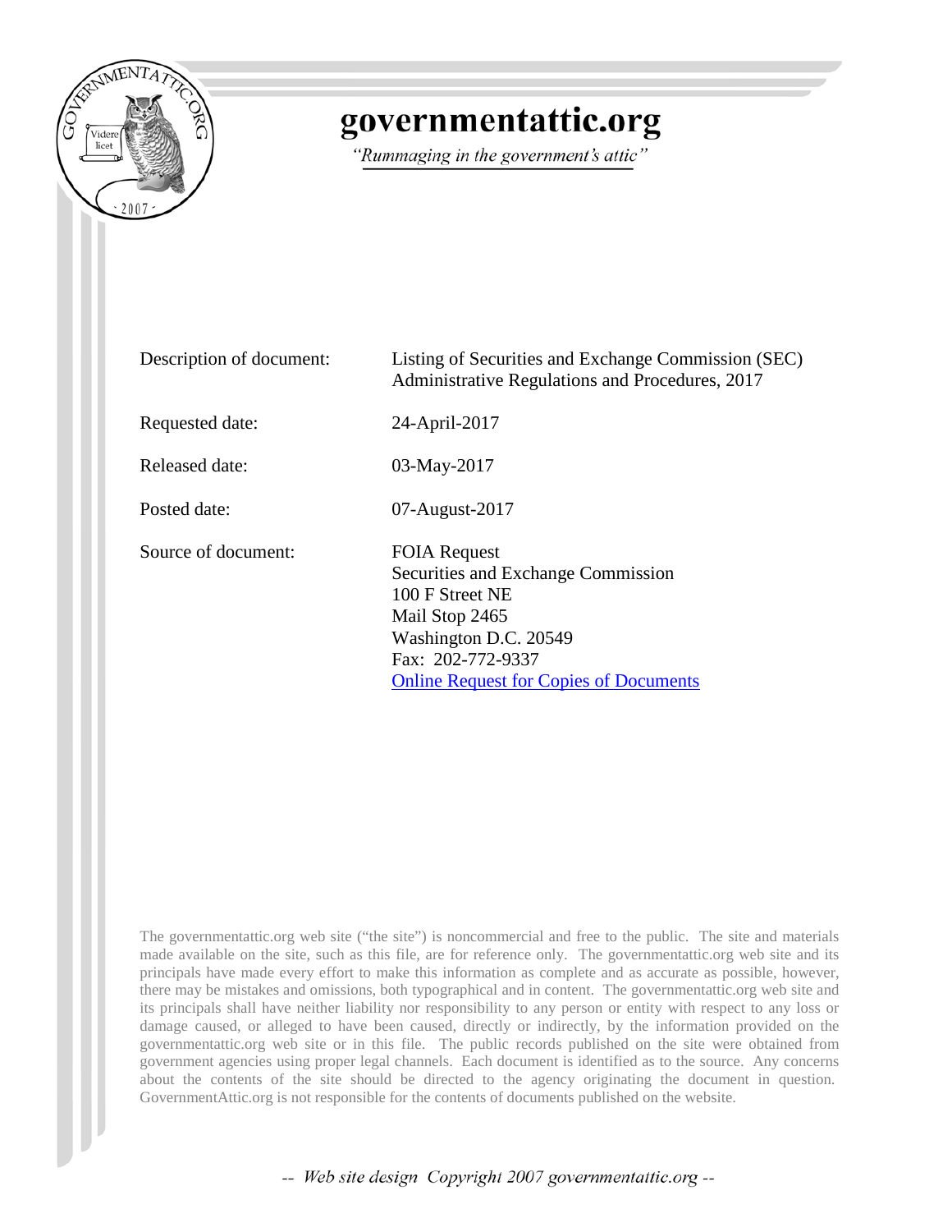# governmentattic.org

*"Rummaging in the government's attic"*

| | |
|---|---|
| Description of document: | Listing of Securities and Exchange Commission (SEC) Administrative Regulations and Procedures, 2017 |
| Requested date: | 24-April-2017 |
| Released date: | 03-May-2017 |
| Posted date: | 07-August-2017 |
| Source of document: | FOIA Request<br>Securities and Exchange Commission<br>100 F Street NE<br>Mail Stop 2465<br>Washington D.C. 20549<br>Fax: 202-772-9337<br>Online Request for Copies of Documents |

The governmentattic.org web site ("the site") is noncommercial and free to the public. The site and materials made available on the site, such as this file, are for reference only. The governmentattic.org web site and its principals have made every effort to make this information as complete and as accurate as possible, however, there may be mistakes and omissions, both typographical and in content. The governmentattic.org web site and its principals shall have neither liability nor responsibility to any person or entity with respect to any loss or damage caused, or alleged to have been caused, directly or indirectly, by the information provided on the governmentattic.org web site or in this file. The public records published on the site were obtained from government agencies using proper legal channels. Each document is identified as to the source. Any concerns about the contents of the site should be directed to the agency originating the document in question. GovernmentAttic.org is not responsible for the contents of documents published on the website.

-- Web site design Copyright 2007 governmentattic.org --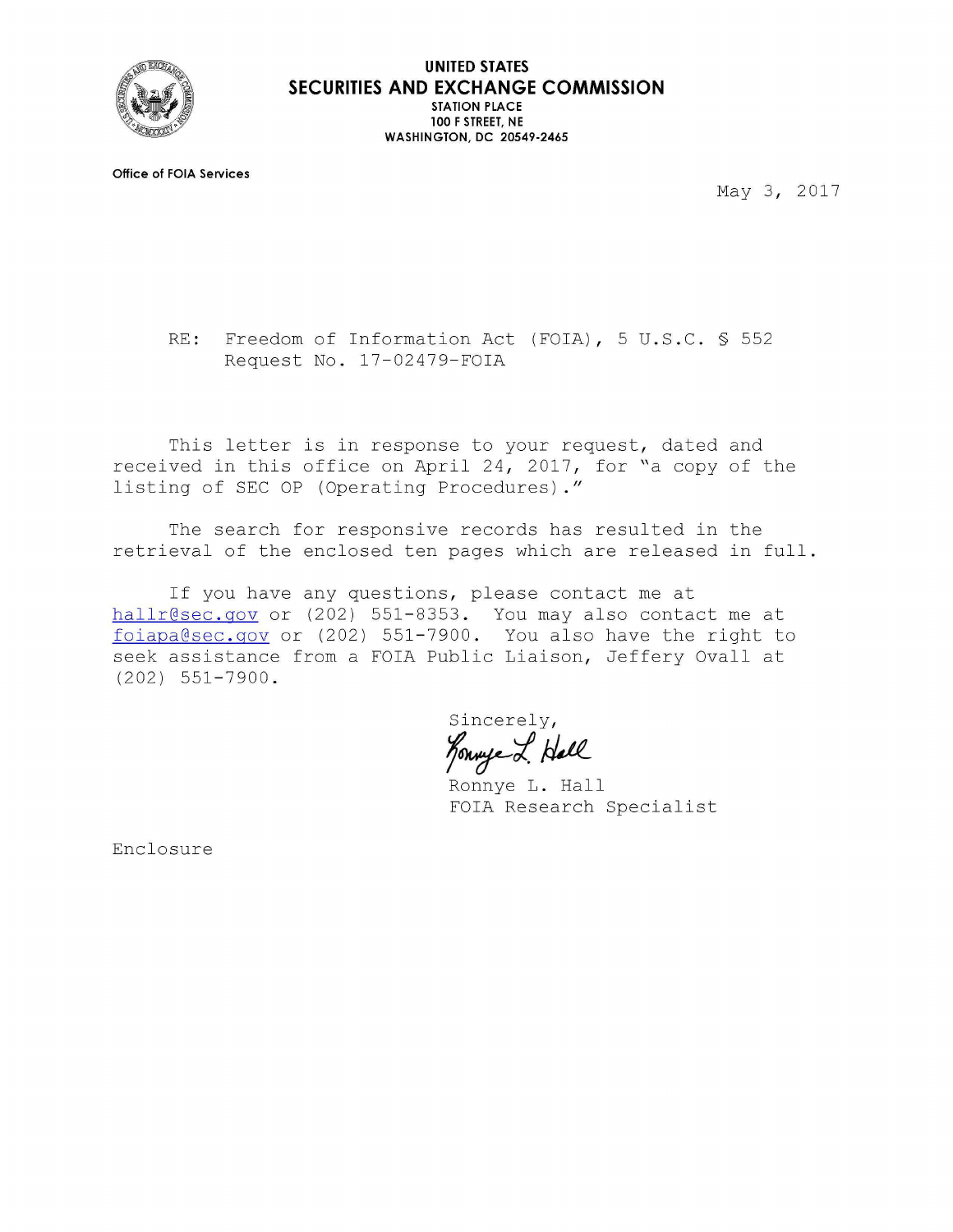**UNITED STATES**
**SECURITIES AND EXCHANGE COMMISSION**
**STATION PLACE**
**100 F STREET, NE**
**WASHINGTON, DC 20549-2465**

**Office of FOIA Services**

May 3, 2017

RE: Freedom of Information Act (FOIA), 5 U.S.C. § 552
Request No. 17-02479-FOIA

This letter is in response to your request, dated and received in this office on April 24, 2017, for "a copy of the listing of SEC OP (Operating Procedures)."

The search for responsive records has resulted in the retrieval of the enclosed ten pages which are released in full.

If you have any questions, please contact me at hallr@sec.gov or (202) 551-8353. You may also contact me at foiapa@sec.gov or (202) 551-7900. You also have the right to seek assistance from a FOIA Public Liaison, Jeffery Ovall at (202) 551-7900.

Sincerely,

Ronnye L. Hall
FOIA Research Specialist

Enclosure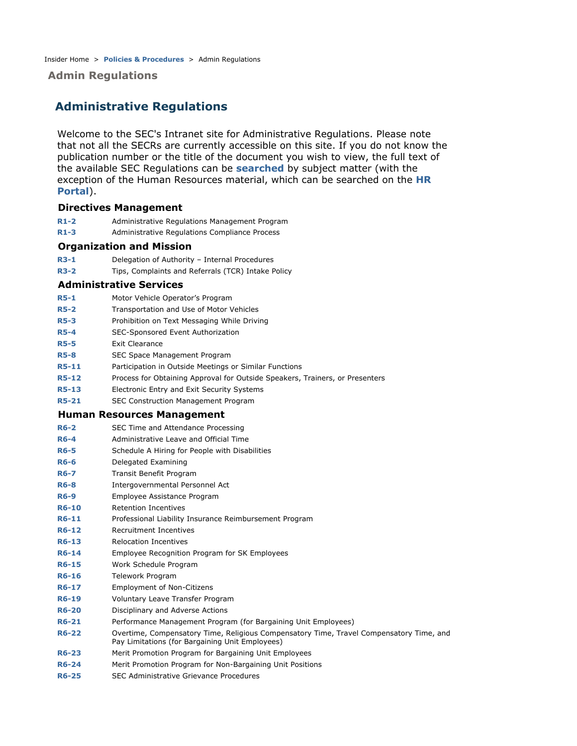Insider Home > **Policies & Procedures** > Admin Regulations

**Admin Regulations**

# Administrative Regulations

Welcome to the SEC's Intranet site for Administrative Regulations. Please note that not all the SECRs are currently accessible on this site. If you do not know the publication number or the title of the document you wish to view, the full text of the available SEC Regulations can be **searched** by subject matter (with the exception of the Human Resources material, which can be searched on the **HR Portal**).

### Directives Management

| | |
|---|---|
| **R1-2** | Administrative Regulations Management Program |
| **R1-3** | Administrative Regulations Compliance Process |

### Organization and Mission

| | |
|---|---|
| **R3-1** | Delegation of Authority – Internal Procedures |
| **R3-2** | Tips, Complaints and Referrals (TCR) Intake Policy |

### Administrative Services

| | |
|---|---|
| **R5-1** | Motor Vehicle Operator's Program |
| **R5-2** | Transportation and Use of Motor Vehicles |
| **R5-3** | Prohibition on Text Messaging While Driving |
| **R5-4** | SEC-Sponsored Event Authorization |
| **R5-5** | Exit Clearance |
| **R5-8** | SEC Space Management Program |
| **R5-11** | Participation in Outside Meetings or Similar Functions |
| **R5-12** | Process for Obtaining Approval for Outside Speakers, Trainers, or Presenters |
| **R5-13** | Electronic Entry and Exit Security Systems |
| **R5-21** | SEC Construction Management Program |

### Human Resources Management

| | |
|---|---|
| **R6-2** | SEC Time and Attendance Processing |
| **R6-4** | Administrative Leave and Official Time |
| **R6-5** | Schedule A Hiring for People with Disabilities |
| **R6-6** | Delegated Examining |
| **R6-7** | Transit Benefit Program |
| **R6-8** | Intergovernmental Personnel Act |
| **R6-9** | Employee Assistance Program |
| **R6-10** | Retention Incentives |
| **R6-11** | Professional Liability Insurance Reimbursement Program |
| **R6-12** | Recruitment Incentives |
| **R6-13** | Relocation Incentives |
| **R6-14** | Employee Recognition Program for SK Employees |
| **R6-15** | Work Schedule Program |
| **R6-16** | Telework Program |
| **R6-17** | Employment of Non-Citizens |
| **R6-19** | Voluntary Leave Transfer Program |
| **R6-20** | Disciplinary and Adverse Actions |
| **R6-21** | Performance Management Program (for Bargaining Unit Employees) |
| **R6-22** | Overtime, Compensatory Time, Religious Compensatory Time, Travel Compensatory Time, and Pay Limitations (for Bargaining Unit Employees) |
| **R6-23** | Merit Promotion Program for Bargaining Unit Employees |
| **R6-24** | Merit Promotion Program for Non-Bargaining Unit Positions |
| **R6-25** | SEC Administrative Grievance Procedures |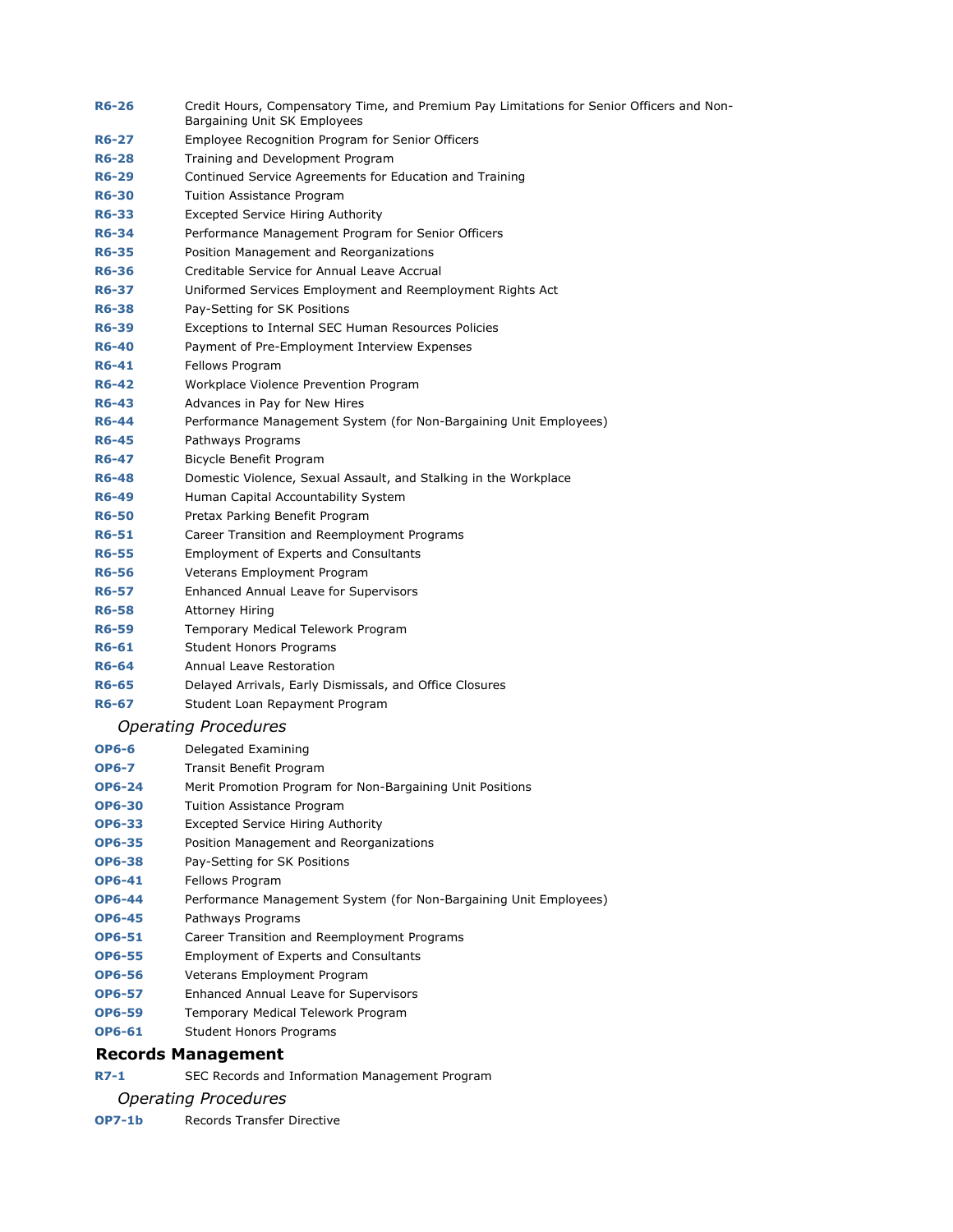| | |
|---|---|
| **R6-26** | Credit Hours, Compensatory Time, and Premium Pay Limitations for Senior Officers and Non-Bargaining Unit SK Employees |
| **R6-27** | Employee Recognition Program for Senior Officers |
| **R6-28** | Training and Development Program |
| **R6-29** | Continued Service Agreements for Education and Training |
| **R6-30** | Tuition Assistance Program |
| **R6-33** | Excepted Service Hiring Authority |
| **R6-34** | Performance Management Program for Senior Officers |
| **R6-35** | Position Management and Reorganizations |
| **R6-36** | Creditable Service for Annual Leave Accrual |
| **R6-37** | Uniformed Services Employment and Reemployment Rights Act |
| **R6-38** | Pay-Setting for SK Positions |
| **R6-39** | Exceptions to Internal SEC Human Resources Policies |
| **R6-40** | Payment of Pre-Employment Interview Expenses |
| **R6-41** | Fellows Program |
| **R6-42** | Workplace Violence Prevention Program |
| **R6-43** | Advances in Pay for New Hires |
| **R6-44** | Performance Management System (for Non-Bargaining Unit Employees) |
| **R6-45** | Pathways Programs |
| **R6-47** | Bicycle Benefit Program |
| **R6-48** | Domestic Violence, Sexual Assault, and Stalking in the Workplace |
| **R6-49** | Human Capital Accountability System |
| **R6-50** | Pretax Parking Benefit Program |
| **R6-51** | Career Transition and Reemployment Programs |
| **R6-55** | Employment of Experts and Consultants |
| **R6-56** | Veterans Employment Program |
| **R6-57** | Enhanced Annual Leave for Supervisors |
| **R6-58** | Attorney Hiring |
| **R6-59** | Temporary Medical Telework Program |
| **R6-61** | Student Honors Programs |
| **R6-64** | Annual Leave Restoration |
| **R6-65** | Delayed Arrivals, Early Dismissals, and Office Closures |
| **R6-67** | Student Loan Repayment Program |

*Operating Procedures*

| | |
|---|---|
| **OP6-6** | Delegated Examining |
| **OP6-7** | Transit Benefit Program |
| **OP6-24** | Merit Promotion Program for Non-Bargaining Unit Positions |
| **OP6-30** | Tuition Assistance Program |
| **OP6-33** | Excepted Service Hiring Authority |
| **OP6-35** | Position Management and Reorganizations |
| **OP6-38** | Pay-Setting for SK Positions |
| **OP6-41** | Fellows Program |
| **OP6-44** | Performance Management System (for Non-Bargaining Unit Employees) |
| **OP6-45** | Pathways Programs |
| **OP6-51** | Career Transition and Reemployment Programs |
| **OP6-55** | Employment of Experts and Consultants |
| **OP6-56** | Veterans Employment Program |
| **OP6-57** | Enhanced Annual Leave for Supervisors |
| **OP6-59** | Temporary Medical Telework Program |
| **OP6-61** | Student Honors Programs |

## Records Management

| | |
|---|---|
| **R7-1** | SEC Records and Information Management Program |

*Operating Procedures*

| | |
|---|---|
| **OP7-1b** | Records Transfer Directive |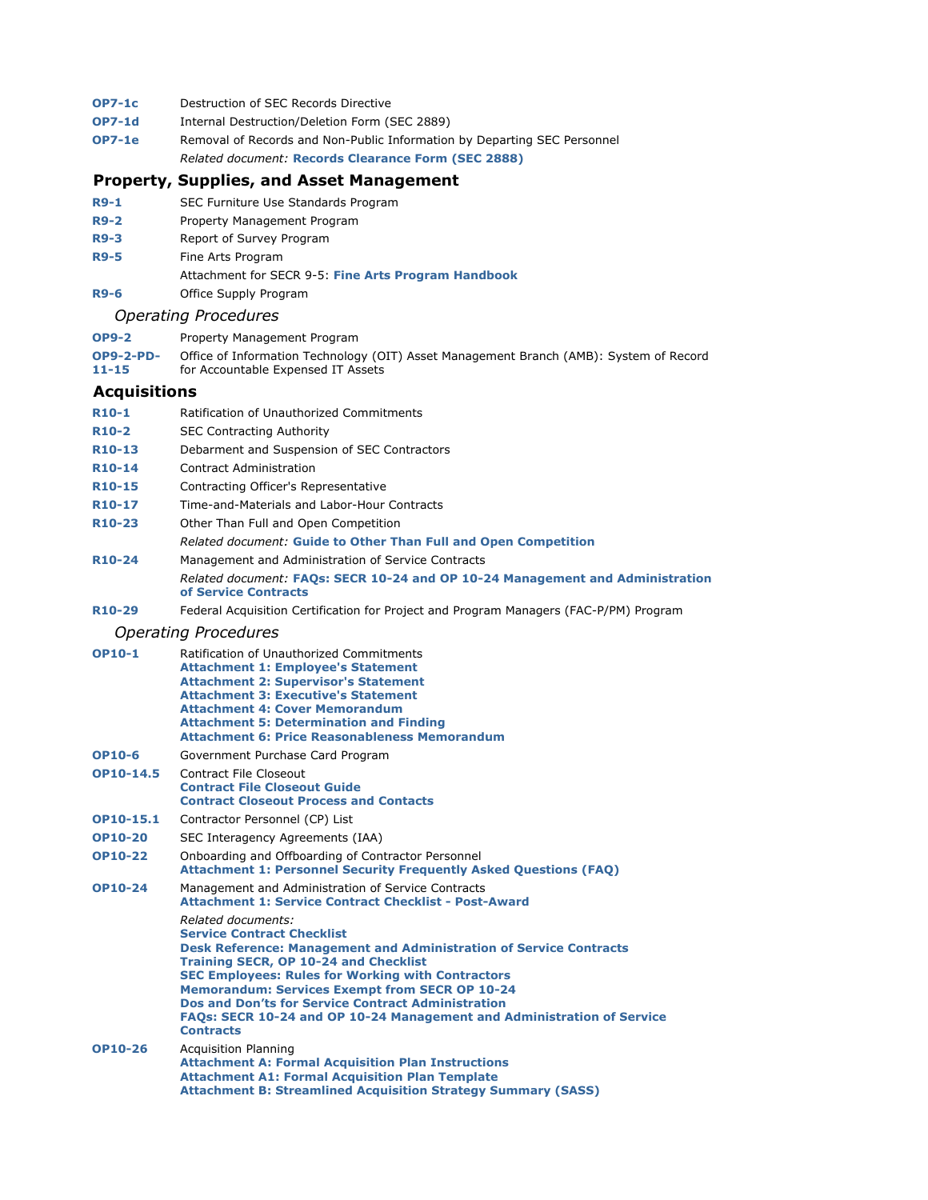| | |
|---|---|
| **OP7-1c** | Destruction of SEC Records Directive |
| **OP7-1d** | Internal Destruction/Deletion Form (SEC 2889) |
| **OP7-1e** | Removal of Records and Non-Public Information by Departing SEC Personnel |
| | *Related document:* **Records Clearance Form (SEC 2888)** |

## Property, Supplies, and Asset Management

| | |
|---|---|
| **R9-1** | SEC Furniture Use Standards Program |
| **R9-2** | Property Management Program |
| **R9-3** | Report of Survey Program |
| **R9-5** | Fine Arts Program |
| | Attachment for SECR 9-5: **Fine Arts Program Handbook** |
| **R9-6** | Office Supply Program |

### *Operating Procedures*

| | |
|---|---|
| **OP9-2** | Property Management Program |
| **OP9-2-PD-11-15** | Office of Information Technology (OIT) Asset Management Branch (AMB): System of Record for Accountable Expensed IT Assets |

## Acquisitions

| | |
|---|---|
| **R10-1** | Ratification of Unauthorized Commitments |
| **R10-2** | SEC Contracting Authority |
| **R10-13** | Debarment and Suspension of SEC Contractors |
| **R10-14** | Contract Administration |
| **R10-15** | Contracting Officer's Representative |
| **R10-17** | Time-and-Materials and Labor-Hour Contracts |
| **R10-23** | Other Than Full and Open Competition |
| | *Related document:* **Guide to Other Than Full and Open Competition** |
| **R10-24** | Management and Administration of Service Contracts |
| | *Related document:* **FAQs: SECR 10-24 and OP 10-24 Management and Administration of Service Contracts** |
| **R10-29** | Federal Acquisition Certification for Project and Program Managers (FAC-P/PM) Program |

### *Operating Procedures*

| | |
|---|---|
| **OP10-1** | Ratification of Unauthorized Commitments<br>**Attachment 1: Employee's Statement**<br>**Attachment 2: Supervisor's Statement**<br>**Attachment 3: Executive's Statement**<br>**Attachment 4: Cover Memorandum**<br>**Attachment 5: Determination and Finding**<br>**Attachment 6: Price Reasonableness Memorandum** |
| **OP10-6** | Government Purchase Card Program |
| **OP10-14.5** | Contract File Closeout<br>**Contract File Closeout Guide**<br>**Contract Closeout Process and Contacts** |
| **OP10-15.1** | Contractor Personnel (CP) List |
| **OP10-20** | SEC Interagency Agreements (IAA) |
| **OP10-22** | Onboarding and Offboarding of Contractor Personnel<br>**Attachment 1: Personnel Security Frequently Asked Questions (FAQ)** |
| **OP10-24** | Management and Administration of Service Contracts<br>**Attachment 1: Service Contract Checklist - Post-Award** |
| | *Related documents:*<br>**Service Contract Checklist**<br>**Desk Reference: Management and Administration of Service Contracts**<br>**Training SECR, OP 10-24 and Checklist**<br>**SEC Employees: Rules for Working with Contractors**<br>**Memorandum: Services Exempt from SECR OP 10-24**<br>**Dos and Don'ts for Service Contract Administration**<br>**FAQs: SECR 10-24 and OP 10-24 Management and Administration of Service Contracts** |
| **OP10-26** | Acquisition Planning<br>**Attachment A: Formal Acquisition Plan Instructions**<br>**Attachment A1: Formal Acquisition Plan Template**<br>**Attachment B: Streamlined Acquisition Strategy Summary (SASS)** |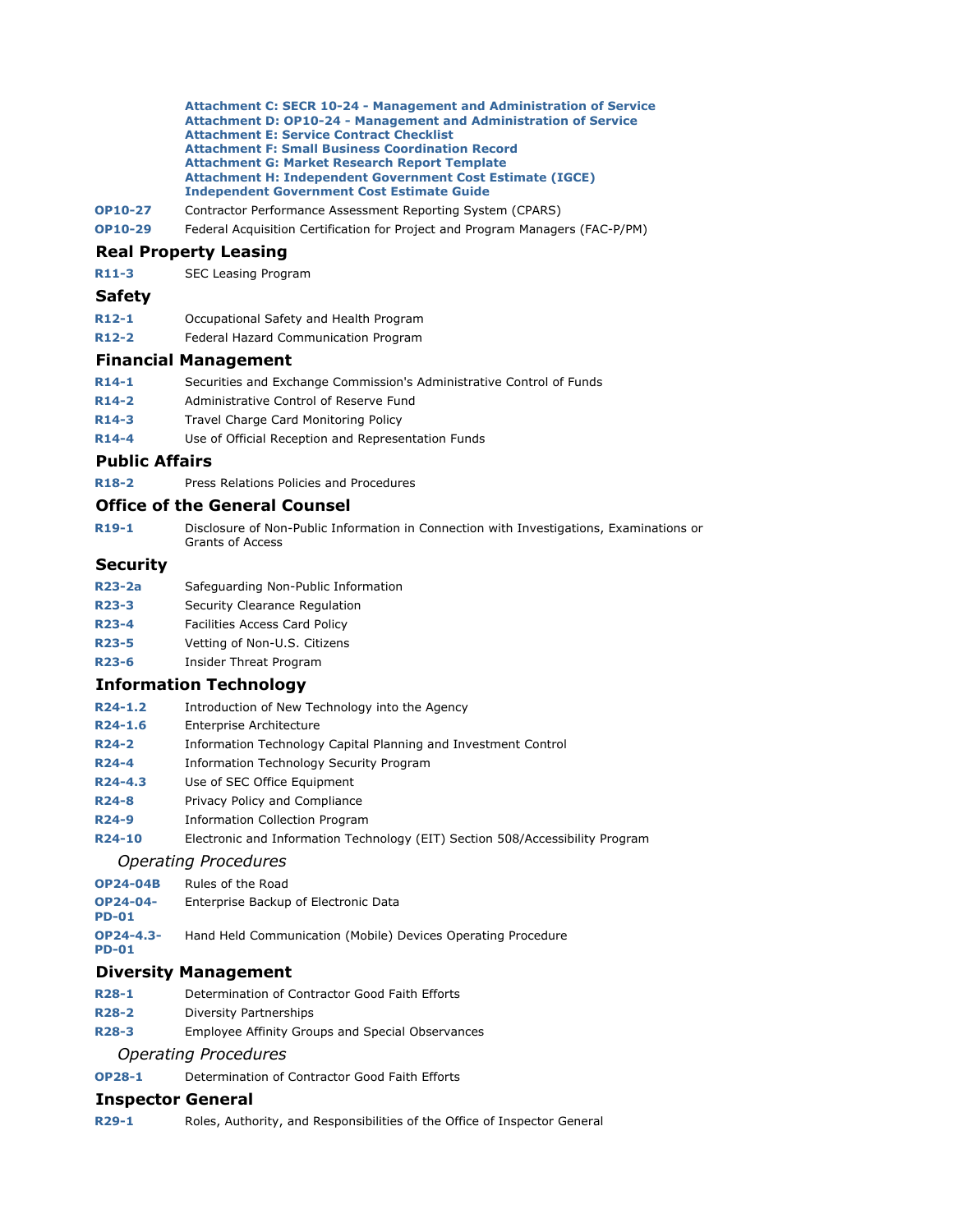**Attachment C: SECR 10-24 - Management and Administration of Service**
**Attachment D: OP10-24 - Management and Administration of Service**
**Attachment E: Service Contract Checklist**
**Attachment F: Small Business Coordination Record**
**Attachment G: Market Research Report Template**
**Attachment H: Independent Government Cost Estimate (IGCE)**
**Independent Government Cost Estimate Guide**

| | |
|---|---|
| **OP10-27** | Contractor Performance Assessment Reporting System (CPARS) |
| **OP10-29** | Federal Acquisition Certification for Project and Program Managers (FAC-P/PM) |

## Real Property Leasing

| | |
|---|---|
| **R11-3** | SEC Leasing Program |

## Safety

| | |
|---|---|
| **R12-1** | Occupational Safety and Health Program |
| **R12-2** | Federal Hazard Communication Program |

## Financial Management

| | |
|---|---|
| **R14-1** | Securities and Exchange Commission's Administrative Control of Funds |
| **R14-2** | Administrative Control of Reserve Fund |
| **R14-3** | Travel Charge Card Monitoring Policy |
| **R14-4** | Use of Official Reception and Representation Funds |

## Public Affairs

| | |
|---|---|
| **R18-2** | Press Relations Policies and Procedures |

## Office of the General Counsel

| | |
|---|---|
| **R19-1** | Disclosure of Non-Public Information in Connection with Investigations, Examinations or Grants of Access |

## Security

| | |
|---|---|
| **R23-2a** | Safeguarding Non-Public Information |
| **R23-3** | Security Clearance Regulation |
| **R23-4** | Facilities Access Card Policy |
| **R23-5** | Vetting of Non-U.S. Citizens |
| **R23-6** | Insider Threat Program |

## Information Technology

| | |
|---|---|
| **R24-1.2** | Introduction of New Technology into the Agency |
| **R24-1.6** | Enterprise Architecture |
| **R24-2** | Information Technology Capital Planning and Investment Control |
| **R24-4** | Information Technology Security Program |
| **R24-4.3** | Use of SEC Office Equipment |
| **R24-8** | Privacy Policy and Compliance |
| **R24-9** | Information Collection Program |
| **R24-10** | Electronic and Information Technology (EIT) Section 508/Accessibility Program |

*Operating Procedures*

| | |
|---|---|
| **OP24-04B** | Rules of the Road |
| **OP24-04-PD-01** | Enterprise Backup of Electronic Data |
| **OP24-4.3-PD-01** | Hand Held Communication (Mobile) Devices Operating Procedure |

## Diversity Management

| | |
|---|---|
| **R28-1** | Determination of Contractor Good Faith Efforts |
| **R28-2** | Diversity Partnerships |
| **R28-3** | Employee Affinity Groups and Special Observances |

*Operating Procedures*

| | |
|---|---|
| **OP28-1** | Determination of Contractor Good Faith Efforts |

## Inspector General

| | |
|---|---|
| **R29-1** | Roles, Authority, and Responsibilities of the Office of Inspector General |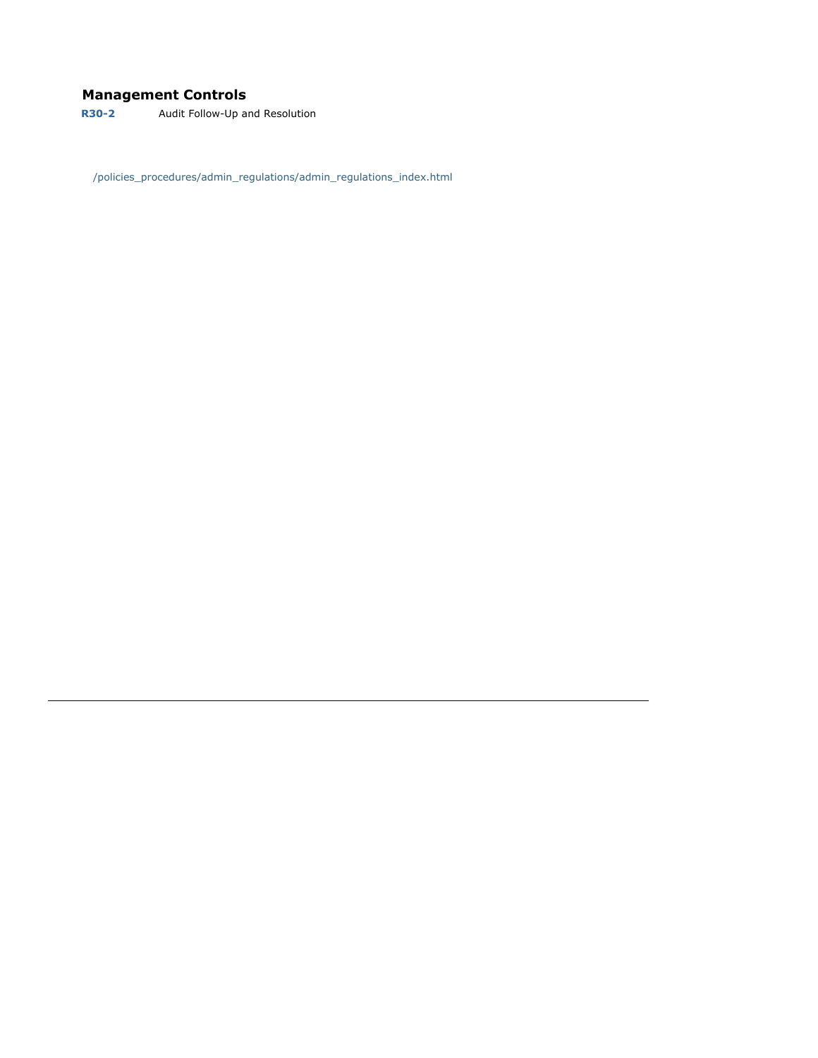### Management Controls

| | |
|---|---|
| **R30-2** | Audit Follow-Up and Resolution |

/policies_procedures/admin_regulations/admin_regulations_index.html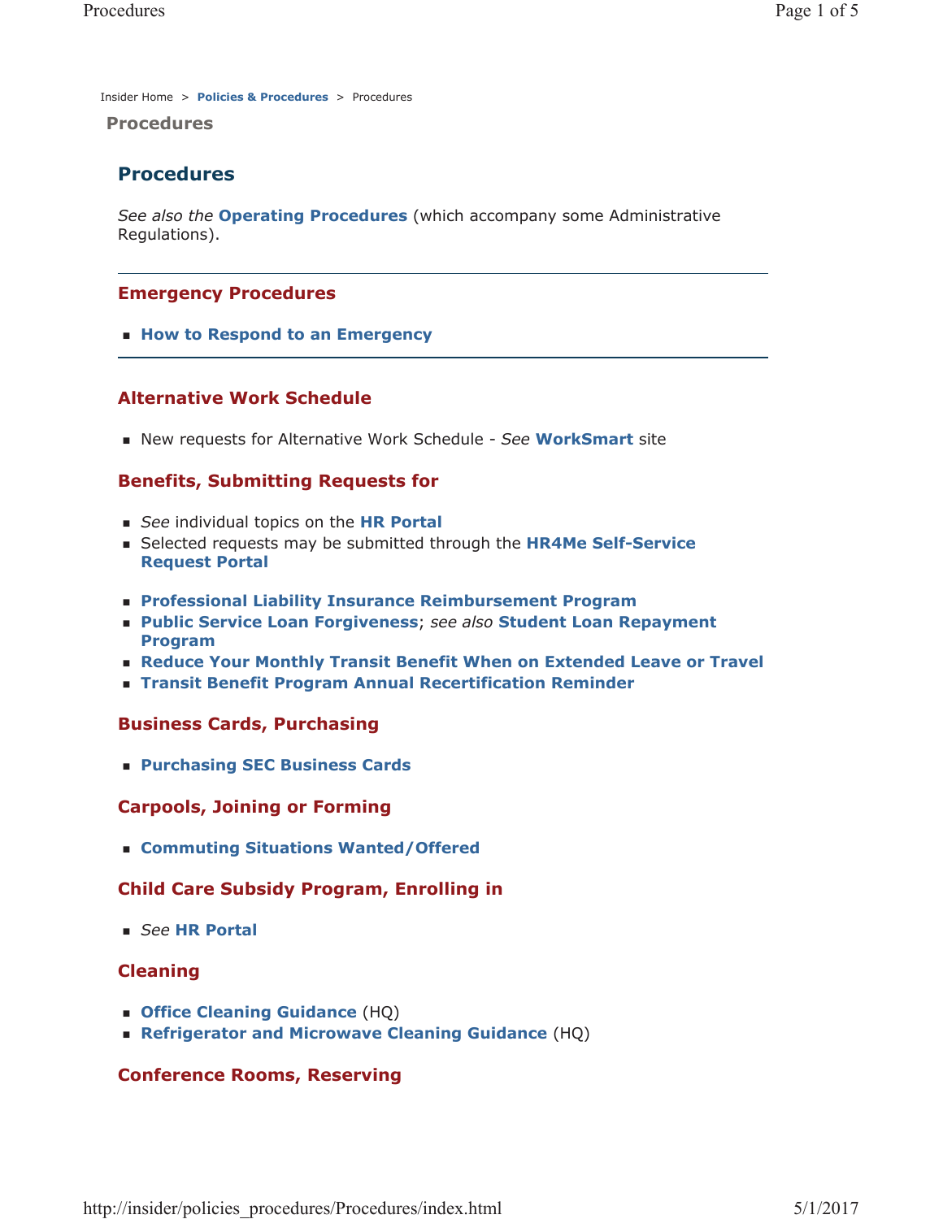Insider Home > **Policies & Procedures** > Procedures

**Procedures**

# Procedures

*See also the* **Operating Procedures** (which accompany some Administrative Regulations).

---

## Emergency Procedures

- **How to Respond to an Emergency**

---

## Alternative Work Schedule

- New requests for Alternative Work Schedule - *See* **WorkSmart** site

## Benefits, Submitting Requests for

- *See* individual topics on the **HR Portal**
- Selected requests may be submitted through the **HR4Me Self-Service Request Portal**

- **Professional Liability Insurance Reimbursement Program**
- **Public Service Loan Forgiveness**; *see also* **Student Loan Repayment Program**
- **Reduce Your Monthly Transit Benefit When on Extended Leave or Travel**
- **Transit Benefit Program Annual Recertification Reminder**

## Business Cards, Purchasing

- **Purchasing SEC Business Cards**

## Carpools, Joining or Forming

- **Commuting Situations Wanted/Offered**

## Child Care Subsidy Program, Enrolling in

- *See* **HR Portal**

## Cleaning

- **Office Cleaning Guidance** (HQ)
- **Refrigerator and Microwave Cleaning Guidance** (HQ)

## Conference Rooms, Reserving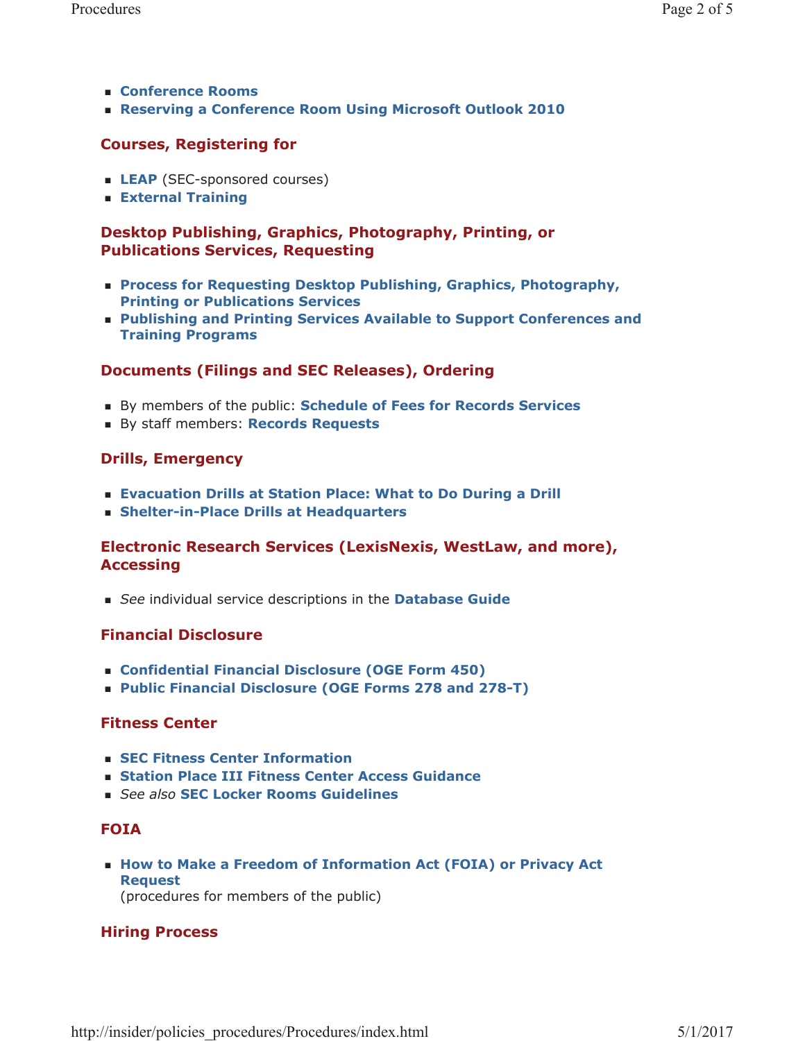- **Conference Rooms**
- **Reserving a Conference Room Using Microsoft Outlook 2010**

## Courses, Registering for

- **LEAP** (SEC-sponsored courses)
- **External Training**

## Desktop Publishing, Graphics, Photography, Printing, or Publications Services, Requesting

- **Process for Requesting Desktop Publishing, Graphics, Photography, Printing or Publications Services**
- **Publishing and Printing Services Available to Support Conferences and Training Programs**

## Documents (Filings and SEC Releases), Ordering

- By members of the public: **Schedule of Fees for Records Services**
- By staff members: **Records Requests**

## Drills, Emergency

- **Evacuation Drills at Station Place: What to Do During a Drill**
- **Shelter-in-Place Drills at Headquarters**

## Electronic Research Services (LexisNexis, WestLaw, and more), Accessing

- *See* individual service descriptions in the **Database Guide**

## Financial Disclosure

- **Confidential Financial Disclosure (OGE Form 450)**
- **Public Financial Disclosure (OGE Forms 278 and 278-T)**

## Fitness Center

- **SEC Fitness Center Information**
- **Station Place III Fitness Center Access Guidance**
- *See also* **SEC Locker Rooms Guidelines**

## FOIA

- **How to Make a Freedom of Information Act (FOIA) or Privacy Act Request**
  (procedures for members of the public)

## Hiring Process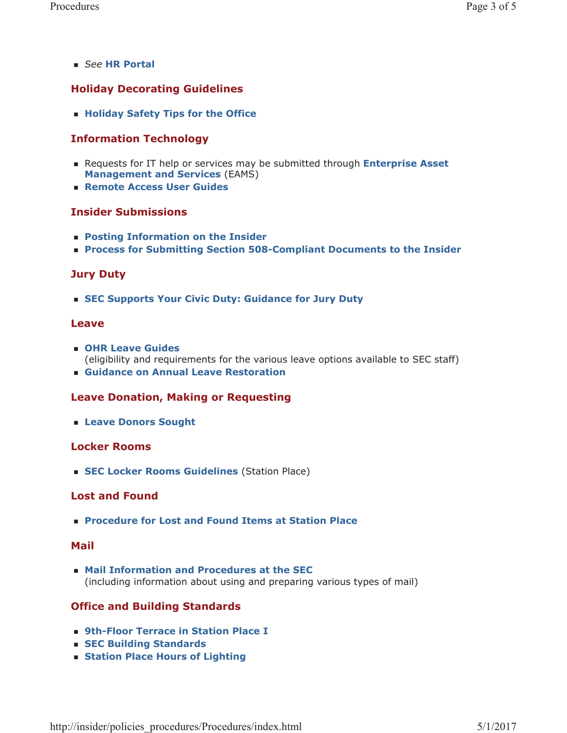- *See* **HR Portal**

## Holiday Decorating Guidelines

- **Holiday Safety Tips for the Office**

## Information Technology

- Requests for IT help or services may be submitted through **Enterprise Asset Management and Services** (EAMS)
- **Remote Access User Guides**

## Insider Submissions

- **Posting Information on the Insider**
- **Process for Submitting Section 508-Compliant Documents to the Insider**

## Jury Duty

- **SEC Supports Your Civic Duty: Guidance for Jury Duty**

## Leave

- **OHR Leave Guides**
  (eligibility and requirements for the various leave options available to SEC staff)
- **Guidance on Annual Leave Restoration**

## Leave Donation, Making or Requesting

- **Leave Donors Sought**

## Locker Rooms

- **SEC Locker Rooms Guidelines** (Station Place)

## Lost and Found

- **Procedure for Lost and Found Items at Station Place**

## Mail

- **Mail Information and Procedures at the SEC**
  (including information about using and preparing various types of mail)

## Office and Building Standards

- **9th-Floor Terrace in Station Place I**
- **SEC Building Standards**
- **Station Place Hours of Lighting**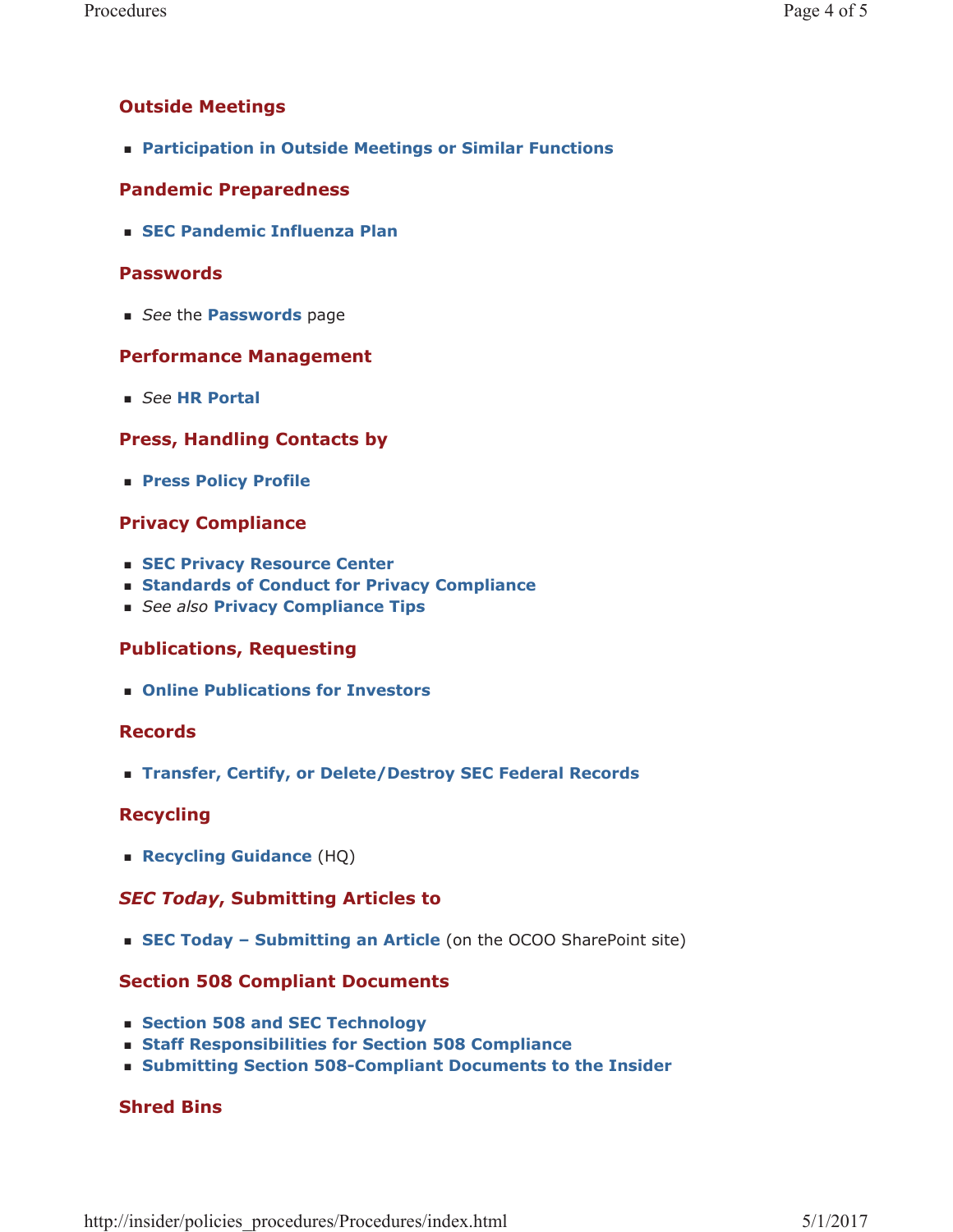## Outside Meetings

- **Participation in Outside Meetings or Similar Functions**

## Pandemic Preparedness

- **SEC Pandemic Influenza Plan**

## Passwords

- *See* the **Passwords** page

## Performance Management

- *See* **HR Portal**

## Press, Handling Contacts by

- **Press Policy Profile**

## Privacy Compliance

- **SEC Privacy Resource Center**
- **Standards of Conduct for Privacy Compliance**
- *See also* **Privacy Compliance Tips**

## Publications, Requesting

- **Online Publications for Investors**

## Records

- **Transfer, Certify, or Delete/Destroy SEC Federal Records**

## Recycling

- **Recycling Guidance** (HQ)

## *SEC Today*, Submitting Articles to

- **SEC Today – Submitting an Article** (on the OCOO SharePoint site)

## Section 508 Compliant Documents

- **Section 508 and SEC Technology**
- **Staff Responsibilities for Section 508 Compliance**
- **Submitting Section 508-Compliant Documents to the Insider**

## Shred Bins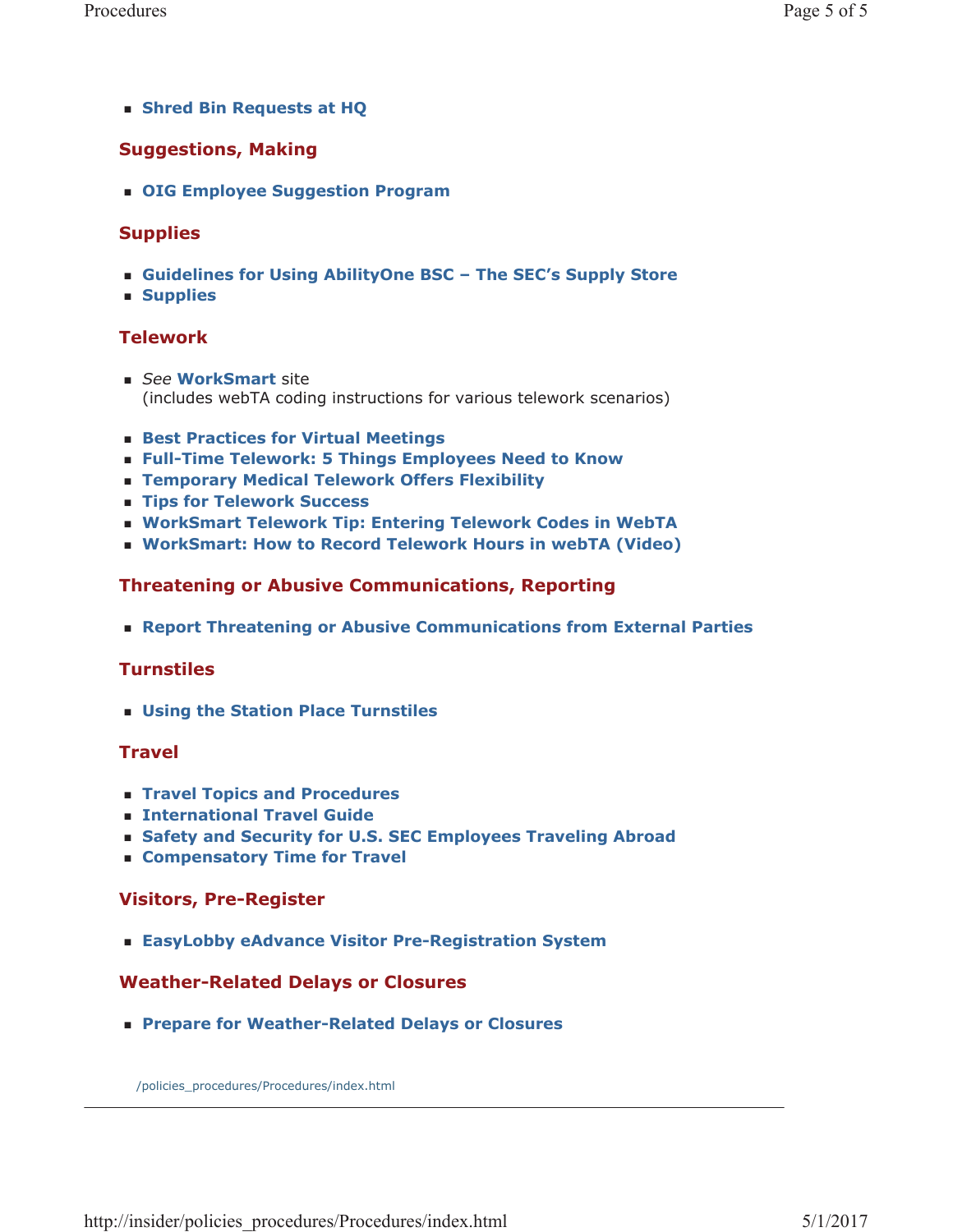- **Shred Bin Requests at HQ**

## Suggestions, Making

- **OIG Employee Suggestion Program**

## Supplies

- **Guidelines for Using AbilityOne BSC – The SEC's Supply Store**
- **Supplies**

## Telework

- *See* **WorkSmart** site
  (includes webTA coding instructions for various telework scenarios)

- **Best Practices for Virtual Meetings**
- **Full-Time Telework: 5 Things Employees Need to Know**
- **Temporary Medical Telework Offers Flexibility**
- **Tips for Telework Success**
- **WorkSmart Telework Tip: Entering Telework Codes in WebTA**
- **WorkSmart: How to Record Telework Hours in webTA (Video)**

## Threatening or Abusive Communications, Reporting

- **Report Threatening or Abusive Communications from External Parties**

## Turnstiles

- **Using the Station Place Turnstiles**

## Travel

- **Travel Topics and Procedures**
- **International Travel Guide**
- **Safety and Security for U.S. SEC Employees Traveling Abroad**
- **Compensatory Time for Travel**

## Visitors, Pre-Register

- **EasyLobby eAdvance Visitor Pre-Registration System**

## Weather-Related Delays or Closures

- **Prepare for Weather-Related Delays or Closures**

/policies_procedures/Procedures/index.html